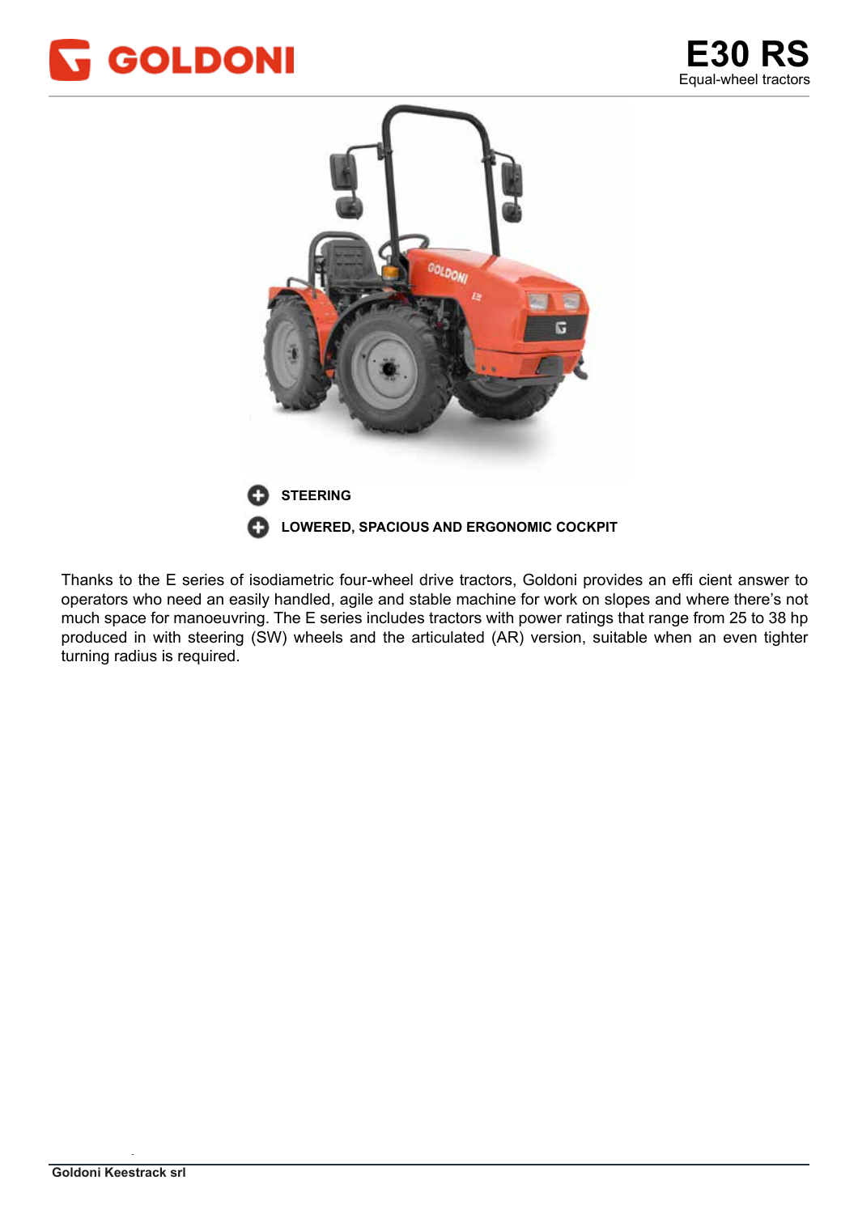# GOLDONI

# E30 RS

Equal-wheel tractors

- **STEERING**
- **LOWERED, SPACIOUS AND ERGONOMIC COCKPIT**

Thanks to the E series of isodiametric four-wheel drive tractors, Goldoni provides an effi cient answer to operators who need an easily handled, agile and stable machine for work on slopes and where there's not much space for manoeuvring. The E series includes tractors with power ratings that range from 25 to 38 hp produced in with steering (SW) wheels and the articulated (AR) version, suitable when an even tighter turning radius is required.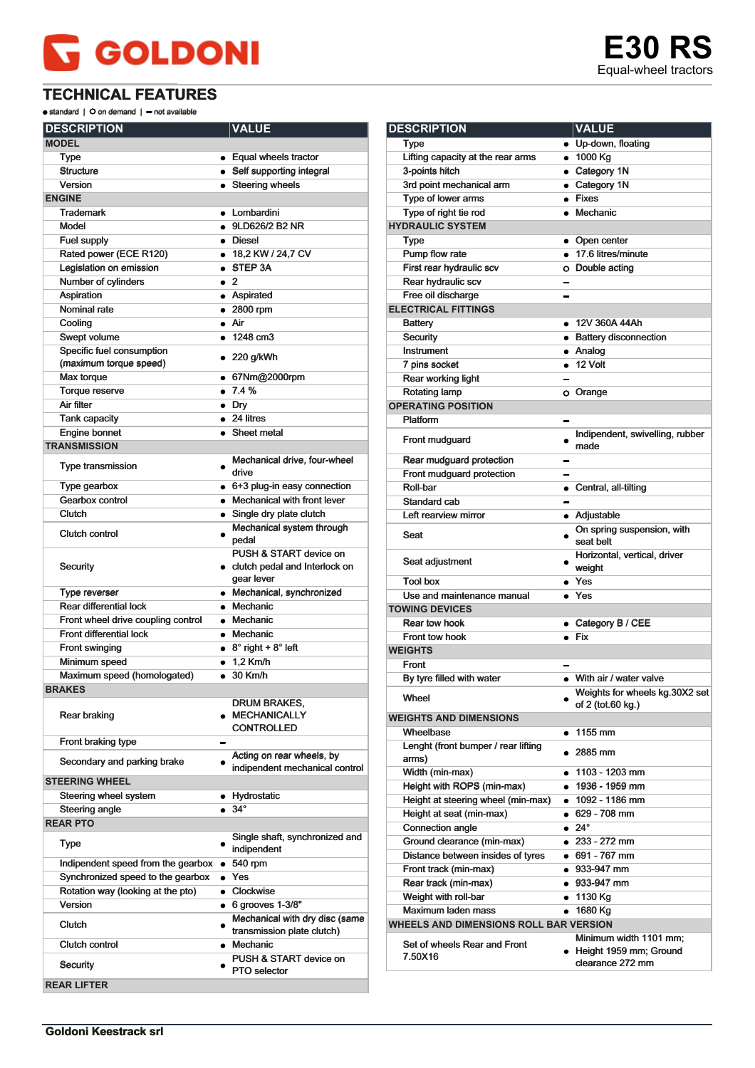GOLDONI

# E30 RS

Equal-wheel tractors

## TECHNICAL FEATURES

● standard | O on demand | ▬ not available

| DESCRIPTION | | VALUE |
|---|---|---|
| **MODEL** | | |
| Type | ● | Equal wheels tractor |
| Structure | ● | Self supporting integral |
| Version | ● | Steering wheels |
| **ENGINE** | | |
| Trademark | ● | Lombardini |
| Model | ● | 9LD626/2 B2 NR |
| Fuel supply | ● | Diesel |
| Rated power (ECE R120) | ● | 18,2 KW / 24,7 CV |
| Legislation on emission | ● | STEP 3A |
| Number of cylinders | ● | 2 |
| Aspiration | ● | Aspirated |
| Nominal rate | ● | 2800 rpm |
| Cooling | ● | Air |
| Swept volume | ● | 1248 cm3 |
| Specific fuel consumption (maximum torque speed) | ● | 220 g/kWh |
| Max torque | ● | 67Nm@2000rpm |
| Torque reserve | ● | 7.4 % |
| Air filter | ● | Dry |
| Tank capacity | ● | 24 litres |
| Engine bonnet | ● | Sheet metal |
| **TRANSMISSION** | | |
| Type transmission | ● | Mechanical drive, four-wheel drive |
| Type gearbox | ● | 6+3 plug-in easy connection |
| Gearbox control | ● | Mechanical with front lever |
| Clutch | ● | Single dry plate clutch |
| Clutch control | ● | Mechanical system through pedal |
| Security | ● | PUSH & START device on clutch pedal and Interlock on gear lever |
| Type reverser | ● | Mechanical, synchronized |
| Rear differential lock | ● | Mechanic |
| Front wheel drive coupling control | ● | Mechanic |
| Front differential lock | ● | Mechanic |
| Front swinging | ● | 8° right + 8° left |
| Minimum speed | ● | 1,2 Km/h |
| Maximum speed (homologated) | ● | 30 Km/h |
| **BRAKES** | | |
| Rear braking | ● | DRUM BRAKES, MECHANICALLY CONTROLLED |
| Front braking type | ▬ | |
| Secondary and parking brake | ● | Acting on rear wheels, by indipendent mechanical control |
| **STEERING WHEEL** | | |
| Steering wheel system | ● | Hydrostatic |
| Steering angle | ● | 34° |
| **REAR PTO** | | |
| Type | ● | Single shaft, synchronized and indipendent |
| Indipendent speed from the gearbox | ● | 540 rpm |
| Synchronized speed to the gearbox | ● | Yes |
| Rotation way (looking at the pto) | ● | Clockwise |
| Version | ● | 6 grooves 1-3/8" |
| Clutch | ● | Mechanical with dry disc (same transmission plate clutch) |
| Clutch control | ● | Mechanic |
| Security | ● | PUSH & START device on PTO selector |
| **REAR LIFTER** | | |
| Type | ● | Up-down, floating |
| Lifting capacity at the rear arms | ● | 1000 Kg |
| 3-points hitch | ● | Category 1N |
| 3rd point mechanical arm | ● | Category 1N |
| Type of lower arms | ● | Fixes |
| Type of right tie rod | ● | Mechanic |
| **HYDRAULIC SYSTEM** | | |
| Type | ● | Open center |
| Pump flow rate | ● | 17.6 litres/minute |
| First rear hydraulic scv | O | Double acting |
| Rear hydraulic scv | ▬ | |
| Free oil discharge | ▬ | |
| **ELECTRICAL FITTINGS** | | |
| Battery | ● | 12V 360A 44Ah |
| Security | ● | Battery disconnection |
| Instrument | ● | Analog |
| 7 pins socket | ● | 12 Volt |
| Rear working light | ▬ | |
| Rotating lamp | O | Orange |
| **OPERATING POSITION** | | |
| Platform | ▬ | |
| Front mudguard | ● | Indipendent, swivelling, rubber made |
| Rear mudguard protection | ▬ | |
| Front mudguard protection | ▬ | |
| Roll-bar | ● | Central, all-tilting |
| Standard cab | ▬ | |
| Left rearview mirror | ● | Adjustable |
| Seat | ● | On spring suspension, with seat belt |
| Seat adjustment | ● | Horizontal, vertical, driver weight |
| Tool box | ● | Yes |
| Use and maintenance manual | ● | Yes |
| **TOWING DEVICES** | | |
| Rear tow hook | ● | Category B / CEE |
| Front tow hook | ● | Fix |
| **WEIGHTS** | | |
| Front | ▬ | |
| By tyre filled with water | ● | With air / water valve |
| Wheel | ● | Weights for wheels kg.30X2 set of 2 (tot.60 kg.) |
| **WEIGHTS AND DIMENSIONS** | | |
| Wheelbase | ● | 1155 mm |
| Lenght (front bumper / rear lifting arms) | ● | 2885 mm |
| Width (min-max) | ● | 1103 - 1203 mm |
| Height with ROPS (min-max) | ● | 1936 - 1959 mm |
| Height at steering wheel (min-max) | ● | 1092 - 1186 mm |
| Height at seat (min-max) | ● | 629 - 708 mm |
| Connection angle | ● | 24° |
| Ground clearance (min-max) | ● | 233 - 272 mm |
| Distance between insides of tyres | ● | 691 - 767 mm |
| Front track (min-max) | ● | 933-947 mm |
| Rear track (min-max) | ● | 933-947 mm |
| Weight with roll-bar | ● | 1130 Kg |
| Maximum laden mass | ● | 1680 Kg |
| **WHEELS AND DIMENSIONS ROLL BAR VERSION** | | |
| Set of wheels Rear and Front 7.50X16 | ● | Minimum width 1101 mm; Height 1959 mm; Ground clearance 272 mm |

Goldoni Keestrack srl